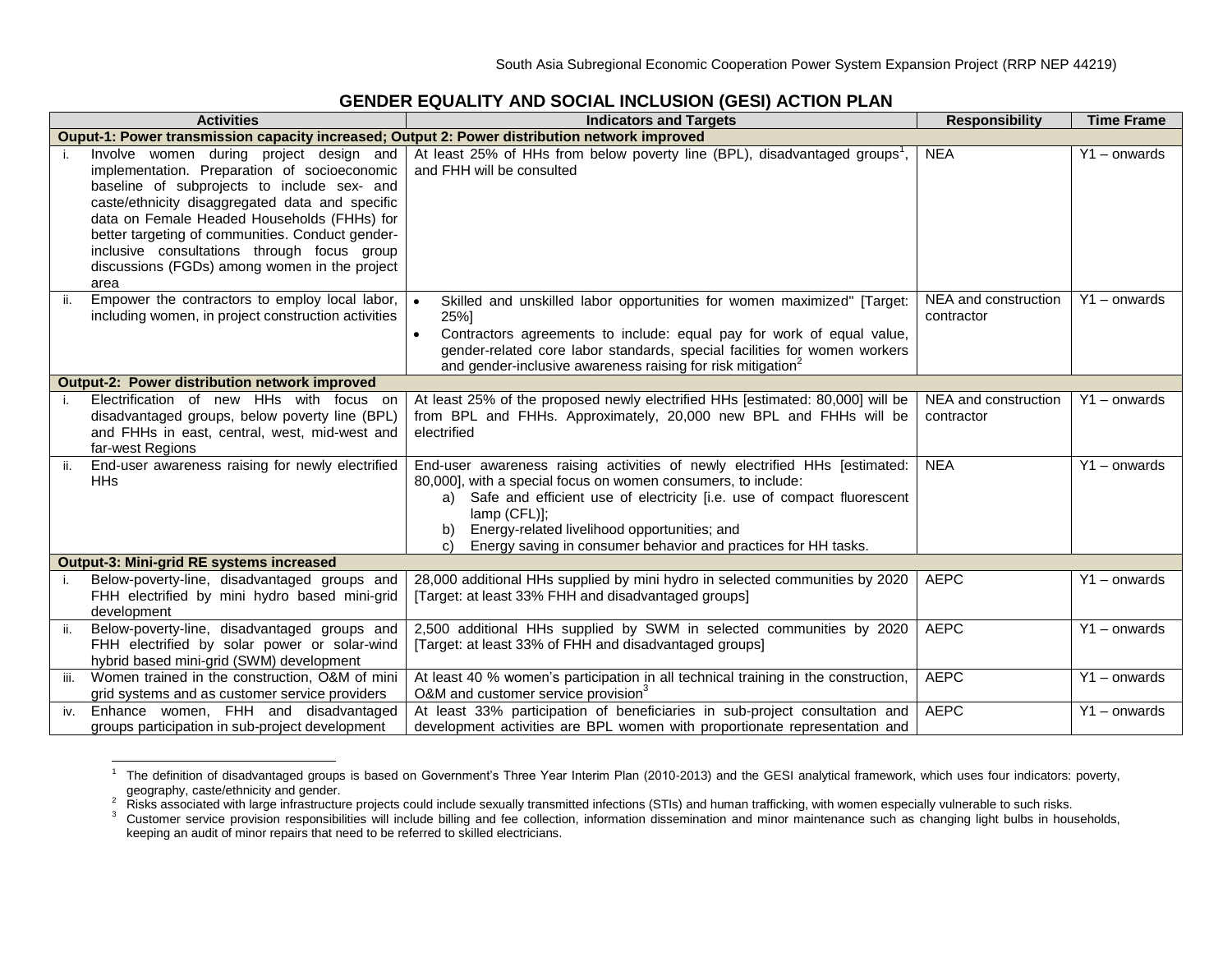## GENDER EQUALITY AND SOCIAL INCLUSION (GESI) ACTION PLAN

| Activities | Indicators and Targets | Responsibility | Time Frame |
|---|---|---|---|
| **Ouput-1: Power transmission capacity increased; Output 2: Power distribution network improved** | | | |
| i. Involve women during project design and implementation. Preparation of socioeconomic baseline of subprojects to include sex- and caste/ethnicity disaggregated data and specific data on Female Headed Households (FHHs) for better targeting of communities. Conduct gender-inclusive consultations through focus group discussions (FGDs) among women in the project area | At least 25% of HHs from below poverty line (BPL), disadvantaged groups[1], and FHH will be consulted | NEA | Y1 – onwards |
| ii. Empower the contractors to employ local labor, including women, in project construction activities | • Skilled and unskilled labor opportunities for women maximized" [Target: 25%] <br> • Contractors agreements to include: equal pay for work of equal value, gender-related core labor standards, special facilities for women workers and gender-inclusive awareness raising for risk mitigation[2] | NEA and construction contractor | Y1 – onwards |
| **Output-2: Power distribution network improved** | | | |
| i. Electrification of new HHs with focus on disadvantaged groups, below poverty line (BPL) and FHHs in east, central, west, mid-west and far-west Regions | At least 25% of the proposed newly electrified HHs [estimated: 80,000] will be from BPL and FHHs. Approximately, 20,000 new BPL and FHHs will be electrified | NEA and construction contractor | Y1 – onwards |
| ii. End-user awareness raising for newly electrified HHs | End-user awareness raising activities of newly electrified HHs [estimated: 80,000], with a special focus on women consumers, to include: <br> a) Safe and efficient use of electricity [i.e. use of compact fluorescent lamp (CFL)]; <br> b) Energy-related livelihood opportunities; and <br> c) Energy saving in consumer behavior and practices for HH tasks. | NEA | Y1 – onwards |
| **Output-3: Mini-grid RE systems increased** | | | |
| i. Below-poverty-line, disadvantaged groups and FHH electrified by mini hydro based mini-grid development | 28,000 additional HHs supplied by mini hydro in selected communities by 2020 [Target: at least 33% FHH and disadvantaged groups] | AEPC | Y1 – onwards |
| ii. Below-poverty-line, disadvantaged groups and FHH electrified by solar power or solar-wind hybrid based mini-grid (SWM) development | 2,500 additional HHs supplied by SWM in selected communities by 2020 [Target: at least 33% of FHH and disadvantaged groups] | AEPC | Y1 – onwards |
| iii. Women trained in the construction, O&M of mini grid systems and as customer service providers | At least 40 % women's participation in all technical training in the construction, O&M and customer service provision[3] | AEPC | Y1 – onwards |
| iv. Enhance women, FHH and disadvantaged groups participation in sub-project development | At least 33% participation of beneficiaries in sub-project consultation and development activities are BPL women with proportionate representation and | AEPC | Y1 – onwards |

[1] The definition of disadvantaged groups is based on Government's Three Year Interim Plan (2010-2013) and the GESI analytical framework, which uses four indicators: poverty, geography, caste/ethnicity and gender.

[2] Risks associated with large infrastructure projects could include sexually transmitted infections (STIs) and human trafficking, with women especially vulnerable to such risks.

[3] Customer service provision responsibilities will include billing and fee collection, information dissemination and minor maintenance such as changing light bulbs in households, keeping an audit of minor repairs that need to be referred to skilled electricians.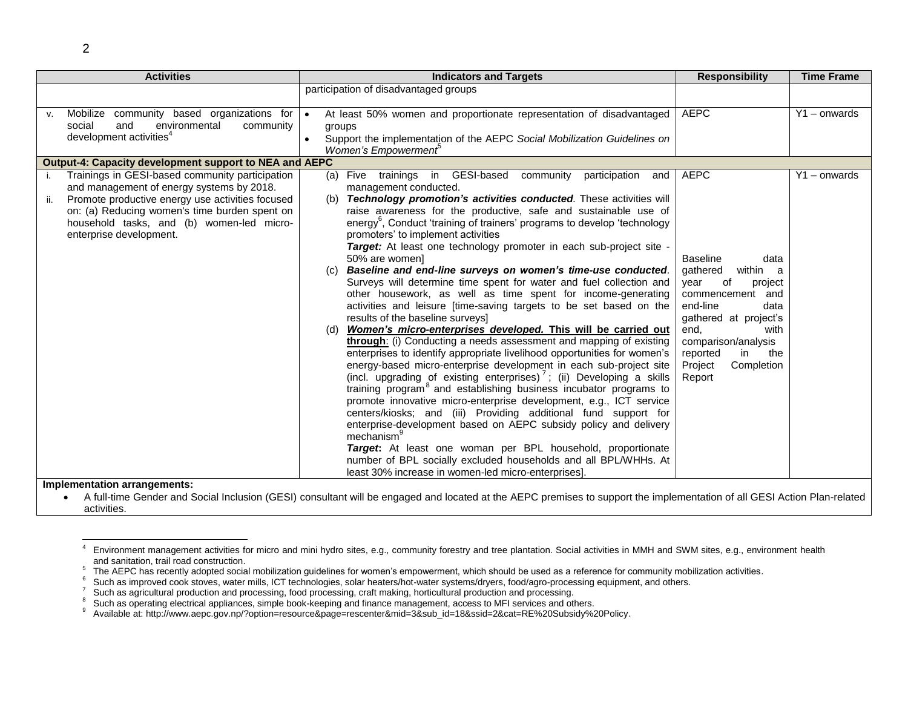| Activities | Indicators and Targets | Responsibility | Time Frame |
|---|---|---|---|
| | participation of disadvantaged groups | | |
| v. Mobilize community based organizations for social and environmental community development activities[4] | • At least 50% women and proportionate representation of disadvantaged groups<br>• Support the implementation of the AEPC *Social Mobilization Guidelines on Women's Empowerment*[5] | AEPC | Y1 – onwards |
| **Output-4: Capacity development support to NEA and AEPC** | | | |
| i. Trainings in GESI-based community participation and management of energy systems by 2018.<br>ii. Promote productive energy use activities focused on: (a) Reducing women's time burden spent on household tasks, and (b) women-led micro-enterprise development. | (a) Five trainings in GESI-based community participation and management conducted.<br>(b) ***Technology promotion's activities conducted***. These activities will raise awareness for the productive, safe and sustainable use of energy[6], Conduct 'training of trainers' programs to develop 'technology promoters' to implement activities<br>***Target:*** At least one technology promoter in each sub-project site - 50% are women]<br>(c) ***Baseline and end-line surveys on women's time-use conducted***. Surveys will determine time spent for water and fuel collection and other housework, as well as time spent for income-generating activities and leisure [time-saving targets to be set based on the results of the baseline surveys]<br>(d) ***Women's micro-enterprises developed.* This will be carried out through**: (i) Conducting a needs assessment and mapping of existing enterprises to identify appropriate livelihood opportunities for women's energy-based micro-enterprise development in each sub-project site (incl. upgrading of existing enterprises)[7]; (ii) Developing a skills training program[8] and establishing business incubator programs to promote innovative micro-enterprise development, e.g., ICT service centers/kiosks; and (iii) Providing additional fund support for enterprise-development based on AEPC subsidy policy and delivery mechanism[9]<br>***Target*:** At least one woman per BPL household, proportionate number of BPL socially excluded households and all BPL/WHHs. At least 30% increase in women-led micro-enterprises]. | AEPC<br><br>Baseline data gathered within a year of project commencement and end-line data gathered at project's end, with comparison/analysis reported in the Project Completion Report | Y1 – onwards |

**Implementation arrangements:**

- A full-time Gender and Social Inclusion (GESI) consultant will be engaged and located at the AEPC premises to support the implementation of all GESI Action Plan-related activities.

---

[4] Environment management activities for micro and mini hydro sites, e.g., community forestry and tree plantation. Social activities in MMH and SWM sites, e.g., environment health and sanitation, trail road construction.

[5] The AEPC has recently adopted social mobilization guidelines for women's empowerment, which should be used as a reference for community mobilization activities.

[6] Such as improved cook stoves, water mills, ICT technologies, solar heaters/hot-water systems/dryers, food/agro-processing equipment, and others.

[7] Such as agricultural production and processing, food processing, craft making, horticultural production and processing.

[8] Such as operating electrical appliances, simple book-keeping and finance management, access to MFI services and others.

[9] Available at: http://www.aepc.gov.np/?option=resource&page=rescenter&mid=3&sub_id=18&ssid=2&cat=RE%20Subsidy%20Policy.